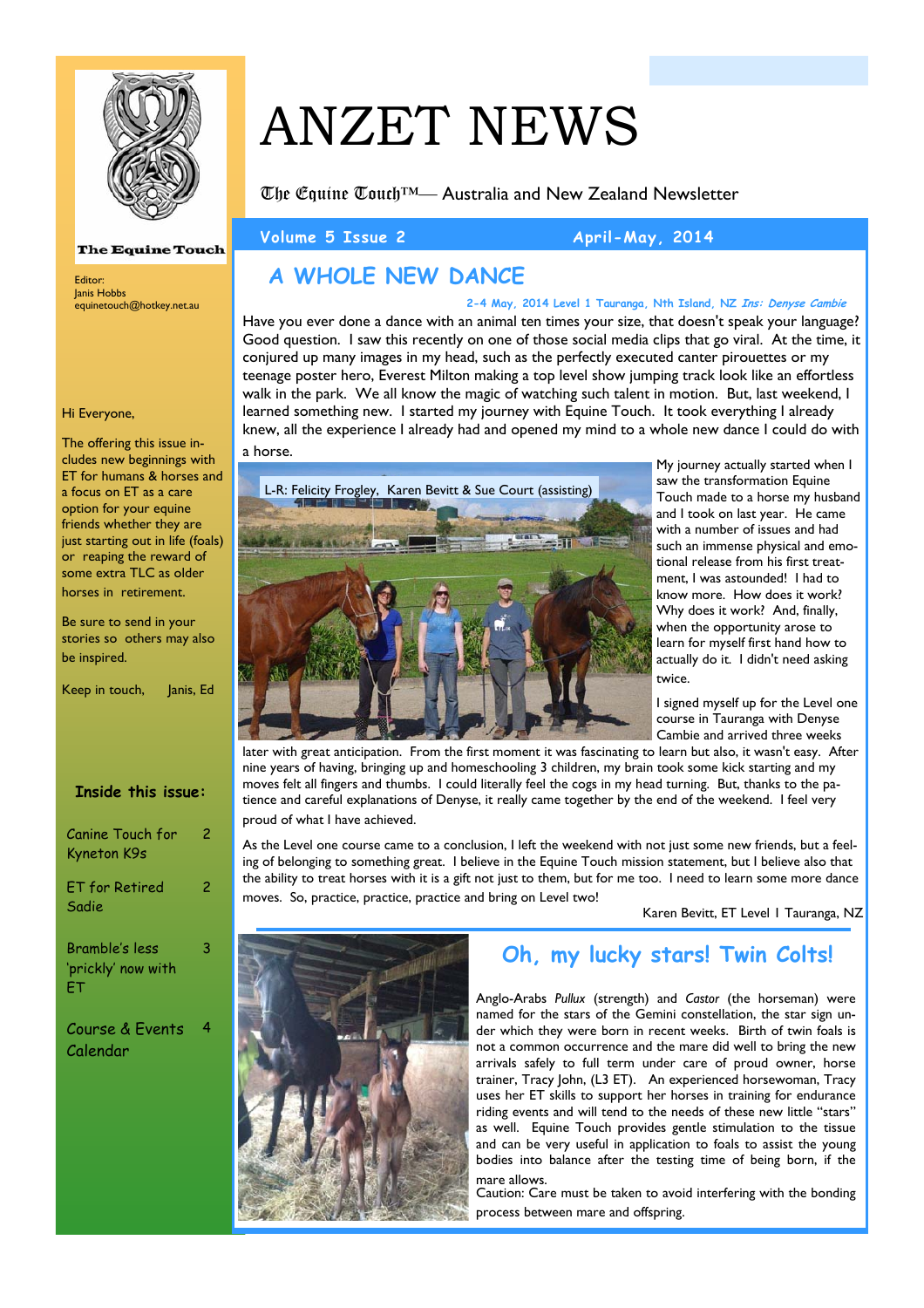# ANZET NEWS

𝔗𝔥𝔢 𝔈𝔮𝔲𝔦𝔫𝔢 𝔗𝔬𝔲𝔠𝔥™— Australia and New Zealand Newsletter

**Volume 5 Issue 2** — **April-May, 2014**

**The Equine Touch**

Editor:
Janis Hobbs
equinetouch@hotkey.net.au

Hi Everyone,

The offering this issue includes new beginnings with ET for humans & horses and a focus on ET as a care option for your equine friends whether they are just starting out in life (foals) or reaping the reward of some extra TLC as older horses in retirement.

Be sure to send in your stories so others may also be inspired.

Keep in touch, Janis, Ed

**Inside this issue:**

| | |
|---|---|
| Canine Touch for Kyneton K9s | 2 |
| ET for Retired Sadie | 2 |
| Bramble's less 'prickly' now with ET | 3 |
| Course & Events Calendar | 4 |

## A WHOLE NEW DANCE

**2-4 May, 2014 Level 1 Tauranga, Nth Island, NZ** ***Ins: Denyse Cambie***

Have you ever done a dance with an animal ten times your size, that doesn't speak your language? Good question. I saw this recently on one of those social media clips that go viral. At the time, it conjured up many images in my head, such as the perfectly executed canter pirouettes or my teenage poster hero, Everest Milton making a top level show jumping track look like an effortless walk in the park. We all know the magic of watching such talent in motion. But, last weekend, I learned something new. I started my journey with Equine Touch. It took everything I already knew, all the experience I already had and opened my mind to a whole new dance I could do with a horse.

L-R: Felicity Frogley, Karen Bevitt & Sue Court (assisting)

My journey actually started when I saw the transformation Equine Touch made to a horse my husband and I took on last year. He came with a number of issues and had such an immense physical and emotional release from his first treatment, I was astounded! I had to know more. How does it work? Why does it work? And, finally, when the opportunity arose to learn for myself first hand how to actually do it. I didn't need asking twice.

I signed myself up for the Level one course in Tauranga with Denyse Cambie and arrived three weeks later with great anticipation. From the first moment it was fascinating to learn but also, it wasn't easy. After nine years of having, bringing up and homeschooling 3 children, my brain took some kick starting and my moves felt all fingers and thumbs. I could literally feel the cogs in my head turning. But, thanks to the patience and careful explanations of Denyse, it really came together by the end of the weekend. I feel very proud of what I have achieved.

As the Level one course came to a conclusion, I left the weekend with not just some new friends, but a feeling of belonging to something great. I believe in the Equine Touch mission statement, but I believe also that the ability to treat horses with it is a gift not just to them, but for me too. I need to learn some more dance moves. So, practice, practice, practice and bring on Level two!

Karen Bevitt, ET Level I Tauranga, NZ

## Oh, my lucky stars! Twin Colts!

Anglo-Arabs *Pullux* (strength) and *Castor* (the horseman) were named for the stars of the Gemini constellation, the star sign under which they were born in recent weeks. Birth of twin foals is not a common occurrence and the mare did well to bring the new arrivals safely to full term under care of proud owner, horse trainer, Tracy John, (L3 ET). An experienced horsewoman, Tracy uses her ET skills to support her horses in training for endurance riding events and will tend to the needs of these new little "stars" as well. Equine Touch provides gentle stimulation to the tissue and can be very useful in application to foals to assist the young bodies into balance after the testing time of being born, if the mare allows.

Caution: Care must be taken to avoid interfering with the bonding process between mare and offspring.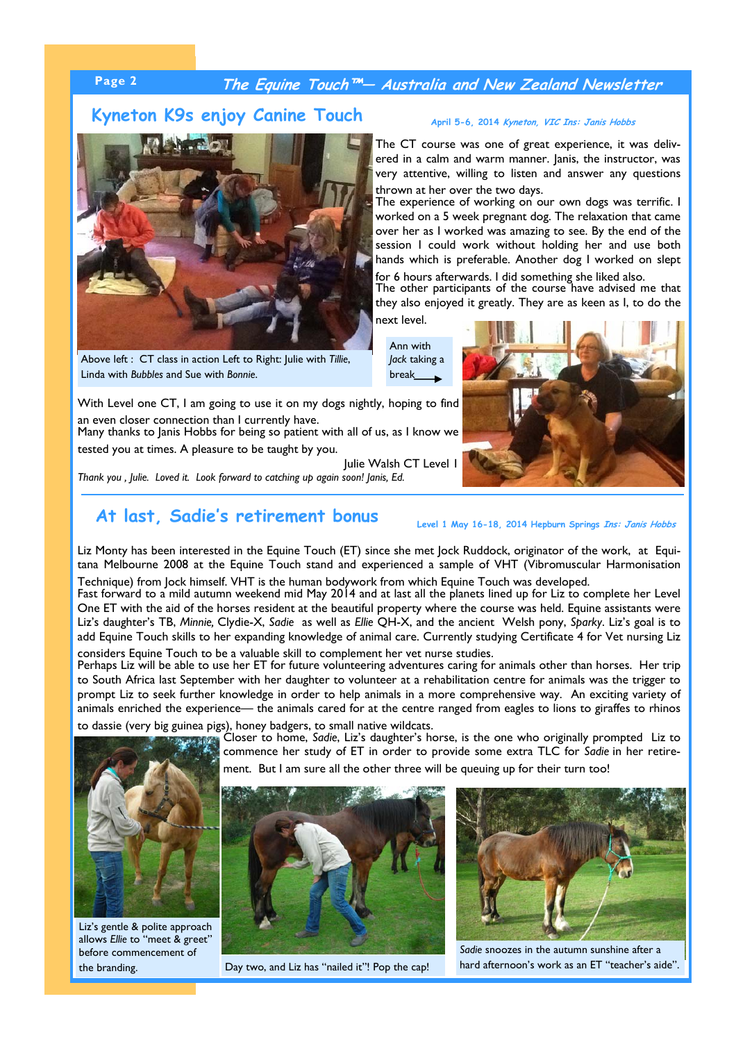## Kyneton K9s enjoy Canine Touch

April 5-6, 2014 *Kyneton, VIC Ins: Janis Hobbs*

The CT course was one of great experience, it was delivered in a calm and warm manner. Janis, the instructor, was very attentive, willing to listen and answer any questions thrown at her over the two days.

The experience of working on our own dogs was terrific. I worked on a 5 week pregnant dog. The relaxation that came over her as I worked was amazing to see. By the end of the session I could work without holding her and use both hands which is preferable. Another dog I worked on slept for 6 hours afterwards. I did something she liked also.

The other participants of the course have advised me that they also enjoyed it greatly. They are as keen as I, to do the next level.

Above left : CT class in action Left to Right: Julie with *Tillie*, Linda with *Bubbles* and Sue with *Bonnie*.

Ann with *Jack* taking a break

With Level one CT, I am going to use it on my dogs nightly, hoping to find an even closer connection than I currently have.

Many thanks to Janis Hobbs for being so patient with all of us, as I know we tested you at times. A pleasure to be taught by you.

Julie Walsh CT Level I

*Thank you , Julie. Loved it. Look forward to catching up again soon! Janis, Ed.*

## At last, Sadie's retirement bonus

Level 1 May 16-18, 2014 Hepburn Springs *Ins: Janis Hobbs*

Liz Monty has been interested in the Equine Touch (ET) since she met Jock Ruddock, originator of the work, at Equitana Melbourne 2008 at the Equine Touch stand and experienced a sample of VHT (Vibromuscular Harmonisation Technique) from Jock himself. VHT is the human bodywork from which Equine Touch was developed.

Fast forward to a mild autumn weekend mid May 2014 and at last all the planets lined up for Liz to complete her Level One ET with the aid of the horses resident at the beautiful property where the course was held. Equine assistants were Liz's daughter's TB, *Minnie,* Clydie-X, *Sadie* as well as *Ellie* QH-X, and the ancient Welsh pony, *Sparky*. Liz's goal is to add Equine Touch skills to her expanding knowledge of animal care. Currently studying Certificate 4 for Vet nursing Liz considers Equine Touch to be a valuable skill to complement her vet nurse studies.

Perhaps Liz will be able to use her ET for future volunteering adventures caring for animals other than horses. Her trip to South Africa last September with her daughter to volunteer at a rehabilitation centre for animals was the trigger to prompt Liz to seek further knowledge in order to help animals in a more comprehensive way. An exciting variety of animals enriched the experience— the animals cared for at the centre ranged from eagles to lions to giraffes to rhinos to dassie (very big guinea pigs), honey badgers, to small native wildcats.

Closer to home, *Sadie*, Liz's daughter's horse, is the one who originally prompted Liz to commence her study of ET in order to provide some extra TLC for *Sadie* in her retirement. But I am sure all the other three will be queuing up for their turn too!

Liz's gentle & polite approach allows *Ellie* to "meet & greet" before commencement of the branding.

Day two, and Liz has "nailed it"! Pop the cap!

*Sadie* snoozes in the autumn sunshine after a hard afternoon's work as an ET "teacher's aide".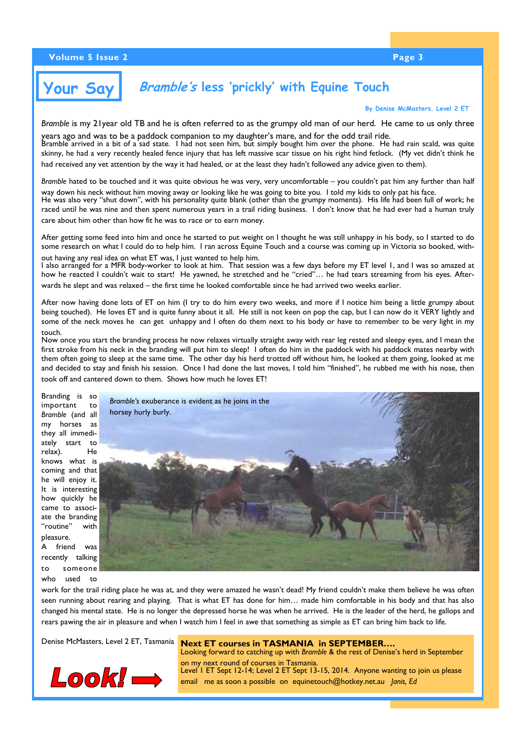# Your Say

## *Bramble's* less 'prickly' with Equine Touch

By Denise McMasters. Level 2 ET

*Bramble* is my 21year old TB and he is often referred to as the grumpy old man of our herd. He came to us only three years ago and was to be a paddock companion to my daughter's mare, and for the odd trail ride.
Bramble arrived in a bit of a sad state. I had not seen him, but simply bought him over the phone. He had rain scald, was quite skinny, he had a very recently healed fence injury that has left massive scar tissue on his right hind fetlock. (My vet didn't think he had received any vet attention by the way it had healed, or at the least they hadn't followed any advice given to them).

*Bramble* hated to be touched and it was quite obvious he was very, very uncomfortable – you couldn't pat him any further than half way down his neck without him moving away or looking like he was going to bite you. I told my kids to only pat his face.
He was also very "shut down", with his personality quite blank (other than the grumpy moments). His life had been full of work; he raced until he was nine and then spent numerous years in a trail riding business. I don't know that he had ever had a human truly care about him other than how fit he was to race or to earn money.

After getting some feed into him and once he started to put weight on I thought he was still unhappy in his body, so I started to do some research on what I could do to help him. I ran across Equine Touch and a course was coming up in Victoria so booked, without having any real idea on what ET was, I just wanted to help him.
I also arranged for a MFR body-worker to look at him. That session was a few days before my ET level 1, and I was so amazed at how he reacted I couldn't wait to start! He yawned, he stretched and he "cried"… he had tears streaming from his eyes. Afterwards he slept and was relaxed – the first time he looked comfortable since he had arrived two weeks earlier.

After now having done lots of ET on him (I try to do him every two weeks, and more if I notice him being a little grumpy about being touched). He loves ET and is quite funny about it all. He still is not keen on pop the cap, but I can now do it VERY lightly and some of the neck moves he can get unhappy and I often do them next to his body or have to remember to be very light in my touch.
Now once you start the branding process he now relaxes virtually straight away with rear leg rested and sleepy eyes, and I mean the first stroke from his neck in the branding will put him to sleep! I often do him in the paddock with his paddock mates nearby with them often going to sleep at the same time. The other day his herd trotted off without him, he looked at them going, looked at me and decided to stay and finish his session. Once I had done the last moves, I told him "finished", he rubbed me with his nose, then took off and cantered down to them. Shows how much he loves ET!

*Bramble's* exuberance is evident as he joins in the horsey hurly burly.

Branding is so important to *Bramble* (and all my horses as they all immediately start to relax). He knows what is coming and that he will enjoy it. It is interesting how quickly he came to associate the branding "routine" with pleasure.
A friend was recently talking to someone who used to work for the trail riding place he was at, and they were amazed he wasn't dead! My friend couldn't make them believe he was often seen running about rearing and playing. That is what ET has done for him… made him comfortable in his body and that has also changed his mental state. He is no longer the depressed horse he was when he arrived. He is the leader of the herd, he gallops and rears pawing the air in pleasure and when I watch him I feel in awe that something as simple as ET can bring him back to life.

Denise McMasters, Level 2 ET, Tasmania

**Look!**

**Next ET courses in TASMANIA in SEPTEMBER….**
Looking forward to catching up with *Bramble* & the rest of Denise's herd in September on my next round of courses in Tasmania.
Level 1 ET Sept 12-14; Level 2 ET Sept 13-15, 2014. Anyone wanting to join us please email me as soon a possible on equinetouch@hotkey.net.au *Janis, Ed*